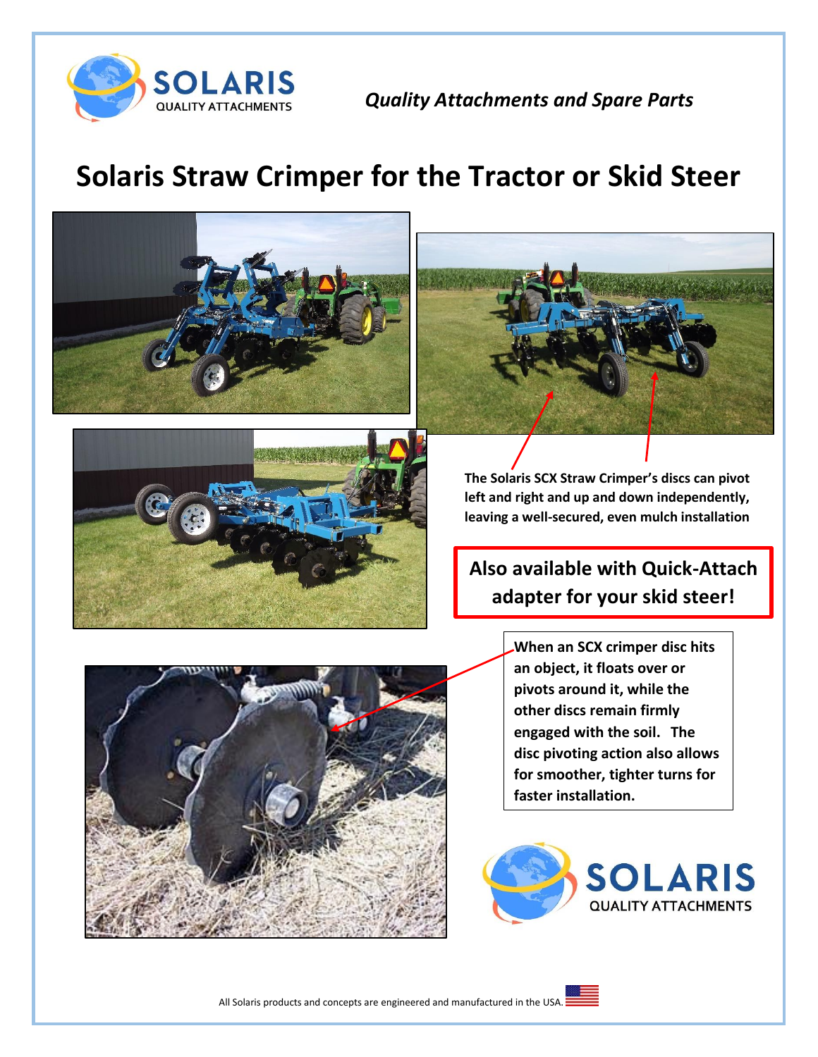SOLARIS
QUALITY ATTACHMENTS

*Quality Attachments and Spare Parts*

# Solaris Straw Crimper for the Tractor or Skid Steer

**The Solaris SCX Straw Crimper's discs can pivot left and right and up and down independently, leaving a well-secured, even mulch installation**

**Also available with Quick-Attach adapter for your skid steer!**

**When an SCX crimper disc hits an object, it floats over or pivots around it, while the other discs remain firmly engaged with the soil. The disc pivoting action also allows for smoother, tighter turns for faster installation.**

SOLARIS
QUALITY ATTACHMENTS

All Solaris products and concepts are engineered and manufactured in the USA.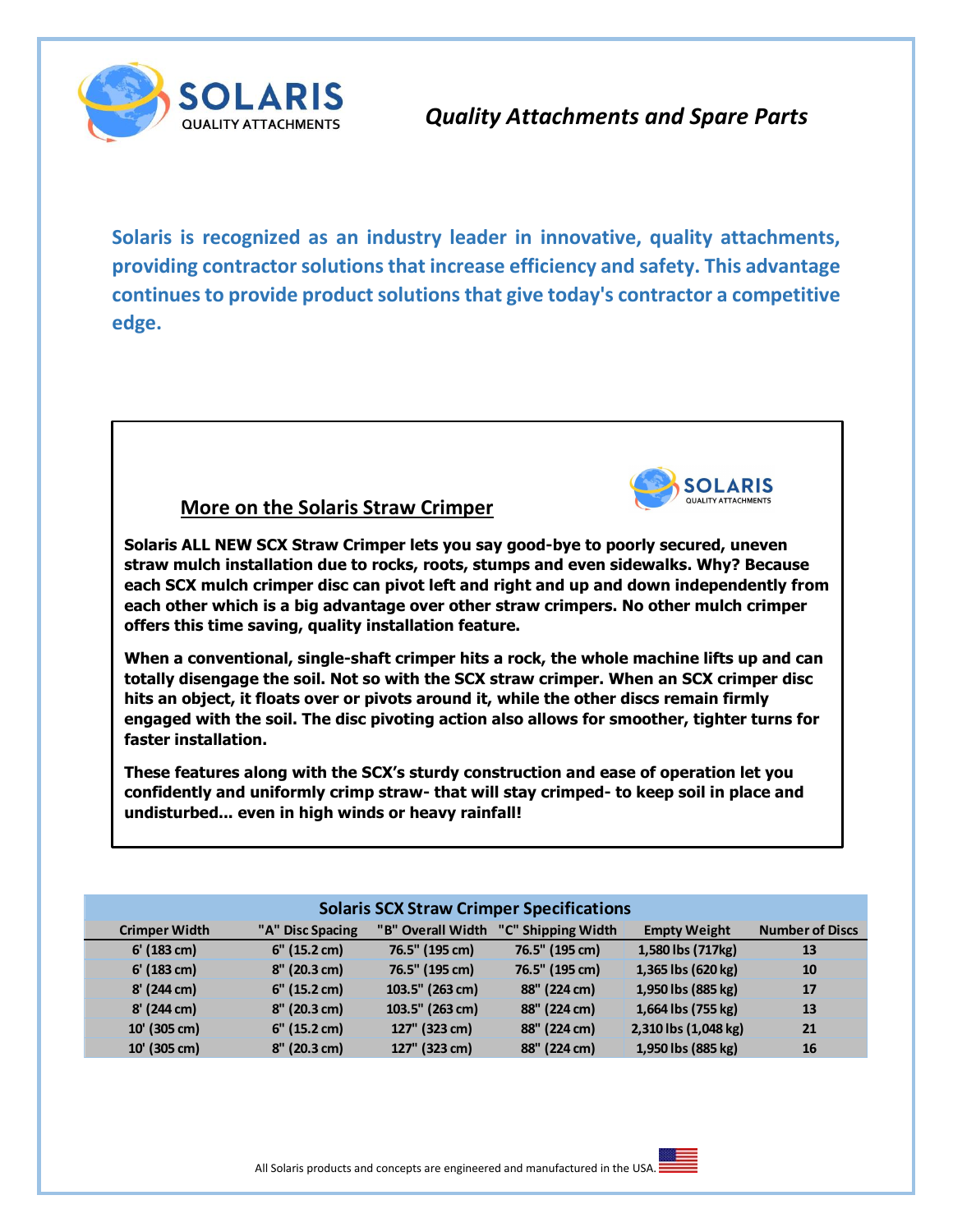SOLARIS
QUALITY ATTACHMENTS

*Quality Attachments and Spare Parts*

**Solaris is recognized as an industry leader in innovative, quality attachments, providing contractor solutions that increase efficiency and safety. This advantage continues to provide product solutions that give today's contractor a competitive edge.**

## More on the Solaris Straw Crimper

**Solaris ALL NEW SCX Straw Crimper lets you say good-bye to poorly secured, uneven straw mulch installation due to rocks, roots, stumps and even sidewalks. Why? Because each SCX mulch crimper disc can pivot left and right and up and down independently from each other which is a big advantage over other straw crimpers. No other mulch crimper offers this time saving, quality installation feature.**

**When a conventional, single-shaft crimper hits a rock, the whole machine lifts up and can totally disengage the soil. Not so with the SCX straw crimper. When an SCX crimper disc hits an object, it floats over or pivots around it, while the other discs remain firmly engaged with the soil. The disc pivoting action also allows for smoother, tighter turns for faster installation.**

**These features along with the SCX's sturdy construction and ease of operation let you confidently and uniformly crimp straw- that will stay crimped- to keep soil in place and undisturbed... even in high winds or heavy rainfall!**

**Solaris SCX Straw Crimper Specifications**

| Crimper Width | "A" Disc Spacing | "B" Overall Width | "C" Shipping Width | Empty Weight | Number of Discs |
|---|---|---|---|---|---|
| 6' (183 cm) | 6" (15.2 cm) | 76.5" (195 cm) | 76.5" (195 cm) | 1,580 lbs (717kg) | 13 |
| 6' (183 cm) | 8" (20.3 cm) | 76.5" (195 cm) | 76.5" (195 cm) | 1,365 lbs (620 kg) | 10 |
| 8' (244 cm) | 6" (15.2 cm) | 103.5" (263 cm) | 88" (224 cm) | 1,950 lbs (885 kg) | 17 |
| 8' (244 cm) | 8" (20.3 cm) | 103.5" (263 cm) | 88" (224 cm) | 1,664 lbs (755 kg) | 13 |
| 10' (305 cm) | 6" (15.2 cm) | 127" (323 cm) | 88" (224 cm) | 2,310 lbs (1,048 kg) | 21 |
| 10' (305 cm) | 8" (20.3 cm) | 127" (323 cm) | 88" (224 cm) | 1,950 lbs (885 kg) | 16 |

All Solaris products and concepts are engineered and manufactured in the USA.